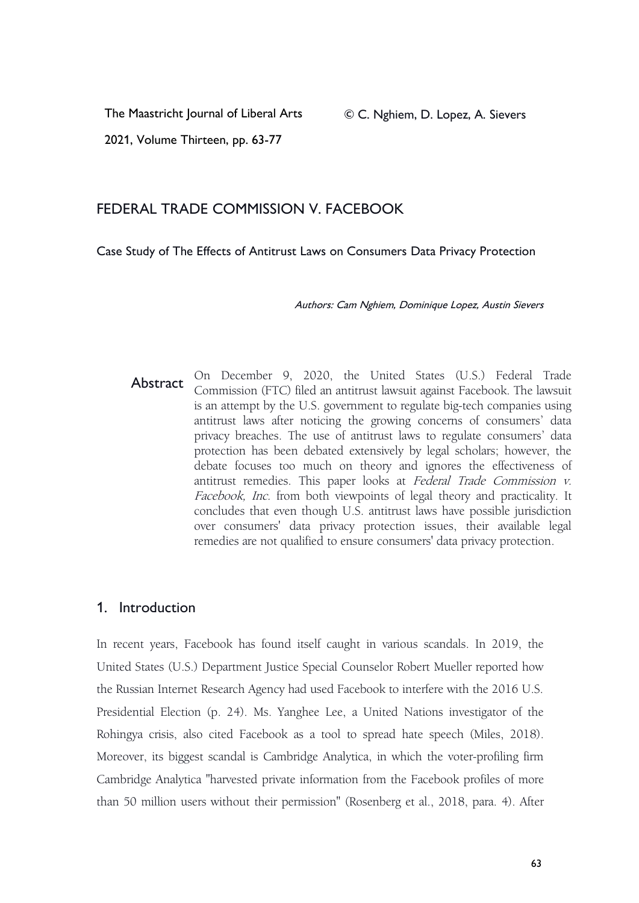# FEDERAL TRADE COMMISSION V. FACEBOOK

## Case Study of The Effects of Antitrust Laws on Consumers Data Privacy Protection

*Authors: Cam Nghiem, Dominique Lopez, Austin Sievers*

**Abstract** On December 9, 2020, the United States (U.S.) Federal Trade Commission (FTC) filed an antitrust lawsuit against Facebook. The lawsuit is an attempt by the U.S. government to regulate big-tech companies using antitrust laws after noticing the growing concerns of consumers' data privacy breaches. The use of antitrust laws to regulate consumers' data protection has been debated extensively by legal scholars; however, the debate focuses too much on theory and ignores the effectiveness of antitrust remedies. This paper looks at *Federal Trade Commission v. Facebook, Inc.* from both viewpoints of legal theory and practicality. It concludes that even though U.S. antitrust laws have possible jurisdiction over consumers' data privacy protection issues, their available legal remedies are not qualified to ensure consumers' data privacy protection.

## 1. Introduction

In recent years, Facebook has found itself caught in various scandals. In 2019, the United States (U.S.) Department Justice Special Counselor Robert Mueller reported how the Russian Internet Research Agency had used Facebook to interfere with the 2016 U.S. Presidential Election (p. 24). Ms. Yanghee Lee, a United Nations investigator of the Rohingya crisis, also cited Facebook as a tool to spread hate speech (Miles, 2018). Moreover, its biggest scandal is Cambridge Analytica, in which the voter-profiling firm Cambridge Analytica "harvested private information from the Facebook profiles of more than 50 million users without their permission" (Rosenberg et al., 2018, para. 4). After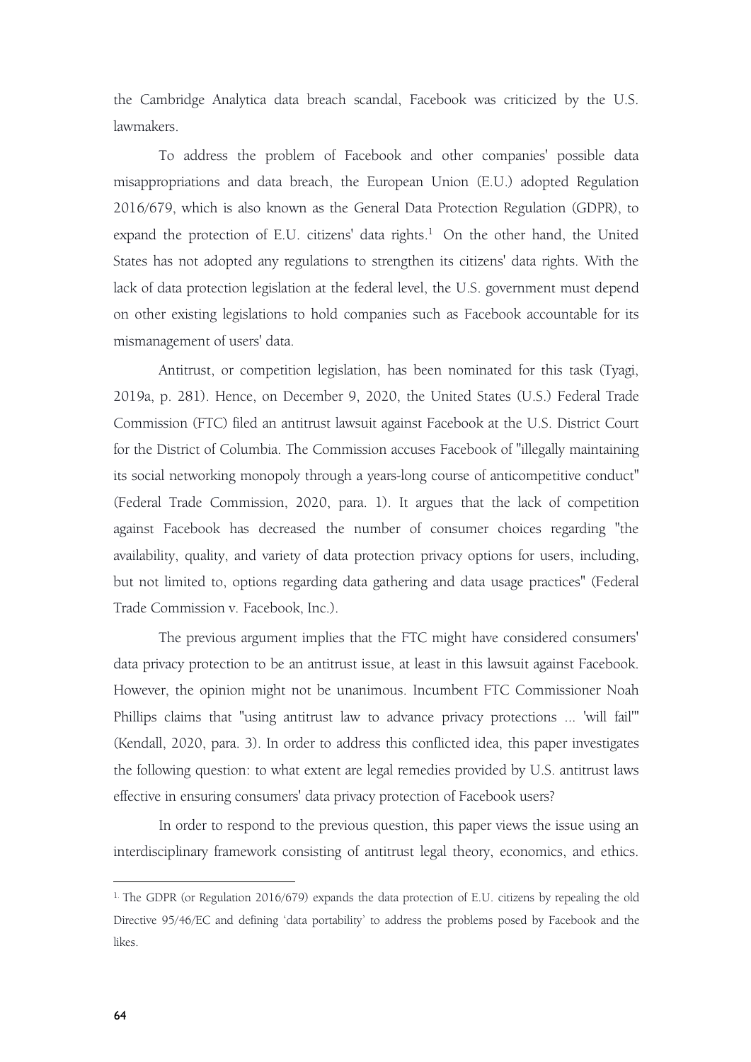the Cambridge Analytica data breach scandal, Facebook was criticized by the U.S. lawmakers.

To address the problem of Facebook and other companies' possible data misappropriations and data breach, the European Union (E.U.) adopted Regulation 2016/679, which is also known as the General Data Protection Regulation (GDPR), to expand the protection of E.U. citizens' data rights.[1] On the other hand, the United States has not adopted any regulations to strengthen its citizens' data rights. With the lack of data protection legislation at the federal level, the U.S. government must depend on other existing legislations to hold companies such as Facebook accountable for its mismanagement of users' data.

Antitrust, or competition legislation, has been nominated for this task (Tyagi, 2019a, p. 281). Hence, on December 9, 2020, the United States (U.S.) Federal Trade Commission (FTC) filed an antitrust lawsuit against Facebook at the U.S. District Court for the District of Columbia. The Commission accuses Facebook of "illegally maintaining its social networking monopoly through a years-long course of anticompetitive conduct" (Federal Trade Commission, 2020, para. 1). It argues that the lack of competition against Facebook has decreased the number of consumer choices regarding "the availability, quality, and variety of data protection privacy options for users, including, but not limited to, options regarding data gathering and data usage practices" (Federal Trade Commission v. Facebook, Inc.).

The previous argument implies that the FTC might have considered consumers' data privacy protection to be an antitrust issue, at least in this lawsuit against Facebook. However, the opinion might not be unanimous. Incumbent FTC Commissioner Noah Phillips claims that "using antitrust law to advance privacy protections ... 'will fail'" (Kendall, 2020, para. 3). In order to address this conflicted idea, this paper investigates the following question: to what extent are legal remedies provided by U.S. antitrust laws effective in ensuring consumers' data privacy protection of Facebook users?

In order to respond to the previous question, this paper views the issue using an interdisciplinary framework consisting of antitrust legal theory, economics, and ethics.

---

[1] The GDPR (or Regulation 2016/679) expands the data protection of E.U. citizens by repealing the old Directive 95/46/EC and defining 'data portability' to address the problems posed by Facebook and the likes.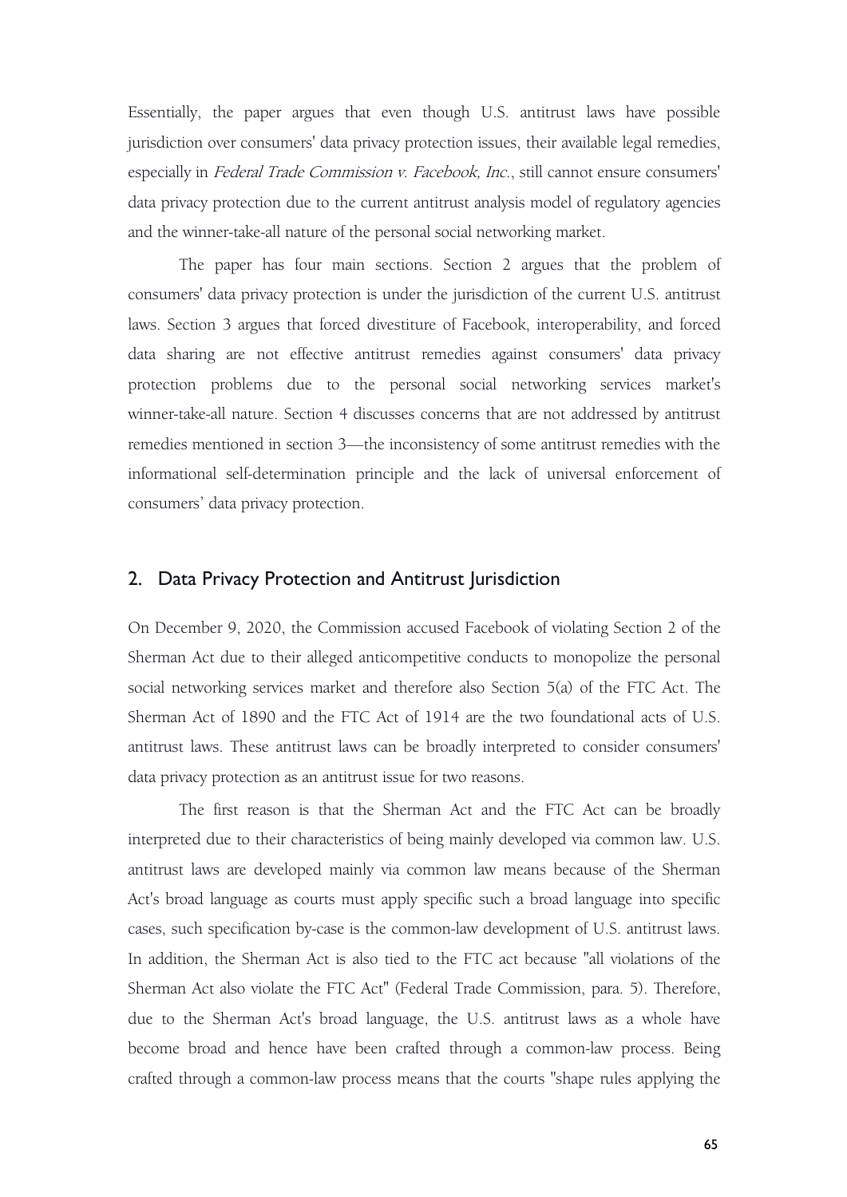Essentially, the paper argues that even though U.S. antitrust laws have possible jurisdiction over consumers' data privacy protection issues, their available legal remedies, especially in *Federal Trade Commission v. Facebook, Inc.*, still cannot ensure consumers' data privacy protection due to the current antitrust analysis model of regulatory agencies and the winner-take-all nature of the personal social networking market.

The paper has four main sections. Section 2 argues that the problem of consumers' data privacy protection is under the jurisdiction of the current U.S. antitrust laws. Section 3 argues that forced divestiture of Facebook, interoperability, and forced data sharing are not effective antitrust remedies against consumers' data privacy protection problems due to the personal social networking services market's winner-take-all nature. Section 4 discusses concerns that are not addressed by antitrust remedies mentioned in section 3—the inconsistency of some antitrust remedies with the informational self-determination principle and the lack of universal enforcement of consumers' data privacy protection.

## 2. Data Privacy Protection and Antitrust Jurisdiction

On December 9, 2020, the Commission accused Facebook of violating Section 2 of the Sherman Act due to their alleged anticompetitive conducts to monopolize the personal social networking services market and therefore also Section 5(a) of the FTC Act. The Sherman Act of 1890 and the FTC Act of 1914 are the two foundational acts of U.S. antitrust laws. These antitrust laws can be broadly interpreted to consider consumers' data privacy protection as an antitrust issue for two reasons.

The first reason is that the Sherman Act and the FTC Act can be broadly interpreted due to their characteristics of being mainly developed via common law. U.S. antitrust laws are developed mainly via common law means because of the Sherman Act's broad language as courts must apply specific such a broad language into specific cases, such specification by-case is the common-law development of U.S. antitrust laws. In addition, the Sherman Act is also tied to the FTC act because "all violations of the Sherman Act also violate the FTC Act" (Federal Trade Commission, para. 5). Therefore, due to the Sherman Act's broad language, the U.S. antitrust laws as a whole have become broad and hence have been crafted through a common-law process. Being crafted through a common-law process means that the courts "shape rules applying the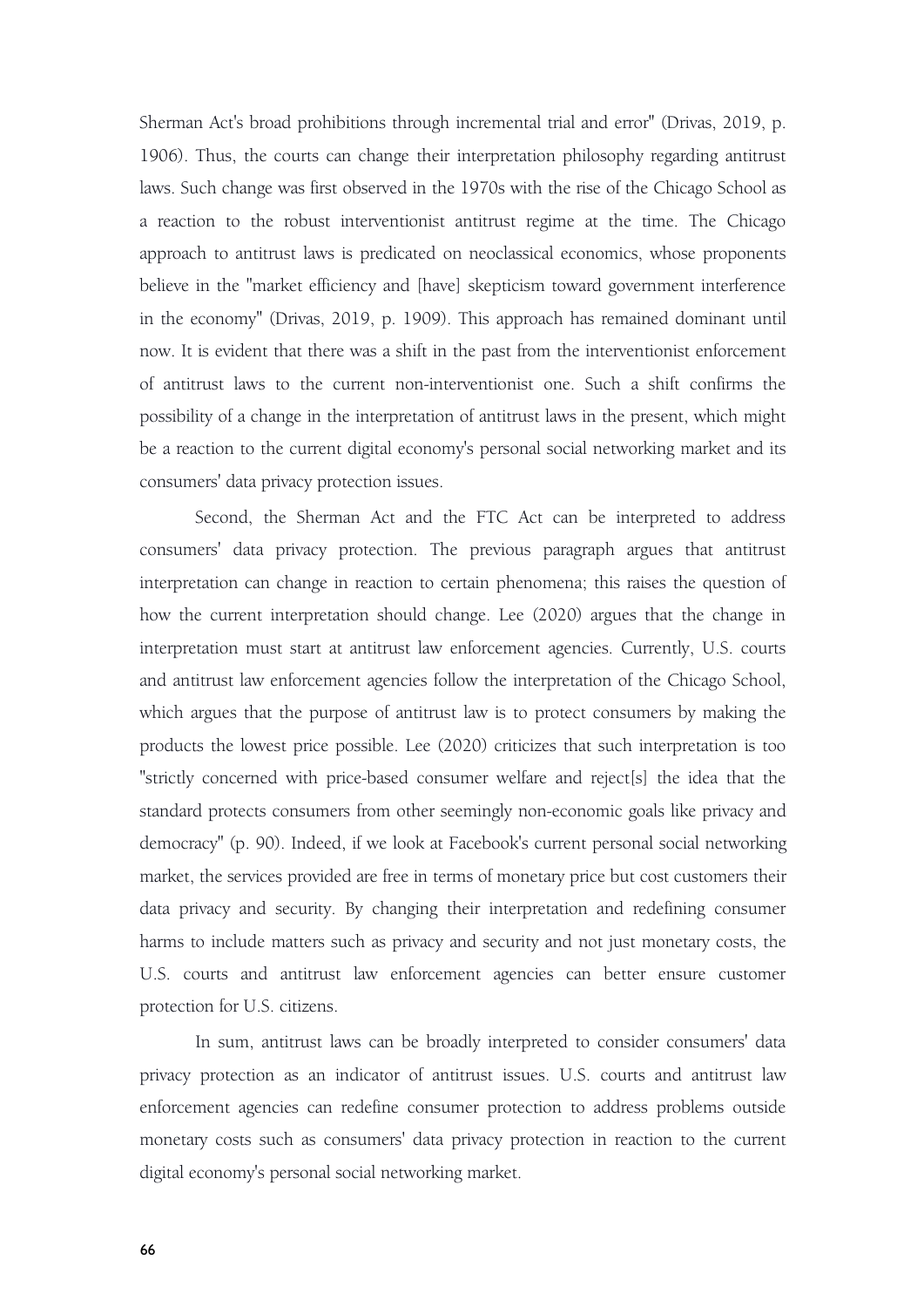Sherman Act's broad prohibitions through incremental trial and error" (Drivas, 2019, p. 1906). Thus, the courts can change their interpretation philosophy regarding antitrust laws. Such change was first observed in the 1970s with the rise of the Chicago School as a reaction to the robust interventionist antitrust regime at the time. The Chicago approach to antitrust laws is predicated on neoclassical economics, whose proponents believe in the "market efficiency and [have] skepticism toward government interference in the economy" (Drivas, 2019, p. 1909). This approach has remained dominant until now. It is evident that there was a shift in the past from the interventionist enforcement of antitrust laws to the current non-interventionist one. Such a shift confirms the possibility of a change in the interpretation of antitrust laws in the present, which might be a reaction to the current digital economy's personal social networking market and its consumers' data privacy protection issues.

Second, the Sherman Act and the FTC Act can be interpreted to address consumers' data privacy protection. The previous paragraph argues that antitrust interpretation can change in reaction to certain phenomena; this raises the question of how the current interpretation should change. Lee (2020) argues that the change in interpretation must start at antitrust law enforcement agencies. Currently, U.S. courts and antitrust law enforcement agencies follow the interpretation of the Chicago School, which argues that the purpose of antitrust law is to protect consumers by making the products the lowest price possible. Lee (2020) criticizes that such interpretation is too "strictly concerned with price-based consumer welfare and reject[s] the idea that the standard protects consumers from other seemingly non-economic goals like privacy and democracy" (p. 90). Indeed, if we look at Facebook's current personal social networking market, the services provided are free in terms of monetary price but cost customers their data privacy and security. By changing their interpretation and redefining consumer harms to include matters such as privacy and security and not just monetary costs, the U.S. courts and antitrust law enforcement agencies can better ensure customer protection for U.S. citizens.

In sum, antitrust laws can be broadly interpreted to consider consumers' data privacy protection as an indicator of antitrust issues. U.S. courts and antitrust law enforcement agencies can redefine consumer protection to address problems outside monetary costs such as consumers' data privacy protection in reaction to the current digital economy's personal social networking market.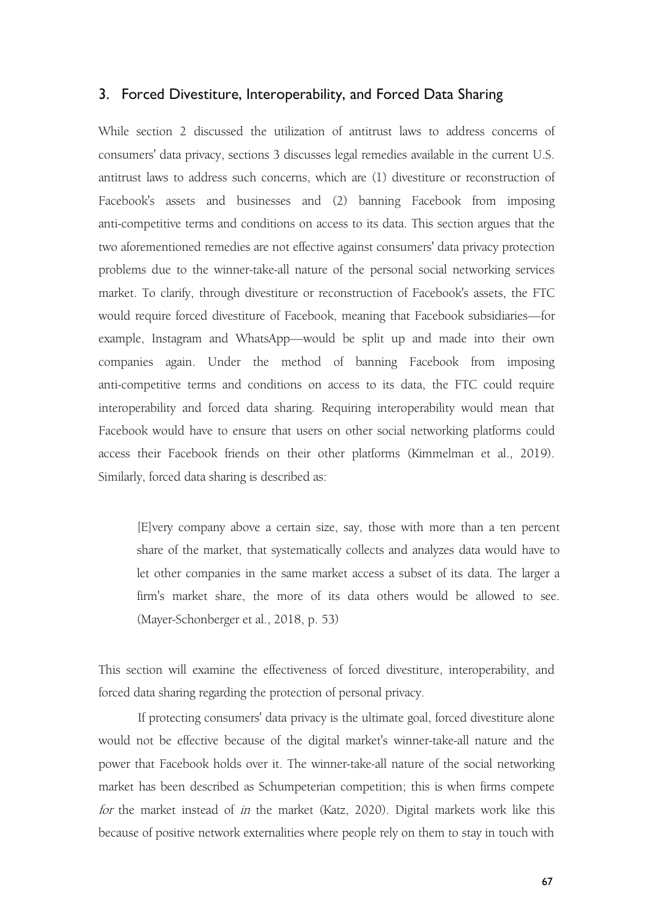## 3. Forced Divestiture, Interoperability, and Forced Data Sharing

While section 2 discussed the utilization of antitrust laws to address concerns of consumers' data privacy, sections 3 discusses legal remedies available in the current U.S. antitrust laws to address such concerns, which are (1) divestiture or reconstruction of Facebook's assets and businesses and (2) banning Facebook from imposing anti-competitive terms and conditions on access to its data. This section argues that the two aforementioned remedies are not effective against consumers' data privacy protection problems due to the winner-take-all nature of the personal social networking services market. To clarify, through divestiture or reconstruction of Facebook's assets, the FTC would require forced divestiture of Facebook, meaning that Facebook subsidiaries—for example, Instagram and WhatsApp—would be split up and made into their own companies again. Under the method of banning Facebook from imposing anti-competitive terms and conditions on access to its data, the FTC could require interoperability and forced data sharing. Requiring interoperability would mean that Facebook would have to ensure that users on other social networking platforms could access their Facebook friends on their other platforms (Kimmelman et al., 2019). Similarly, forced data sharing is described as:

> [E]very company above a certain size, say, those with more than a ten percent share of the market, that systematically collects and analyzes data would have to let other companies in the same market access a subset of its data. The larger a firm's market share, the more of its data others would be allowed to see. (Mayer-Schonberger et al., 2018, p. 53)

This section will examine the effectiveness of forced divestiture, interoperability, and forced data sharing regarding the protection of personal privacy.

If protecting consumers' data privacy is the ultimate goal, forced divestiture alone would not be effective because of the digital market's winner-take-all nature and the power that Facebook holds over it. The winner-take-all nature of the social networking market has been described as Schumpeterian competition; this is when firms compete *for* the market instead of *in* the market (Katz, 2020). Digital markets work like this because of positive network externalities where people rely on them to stay in touch with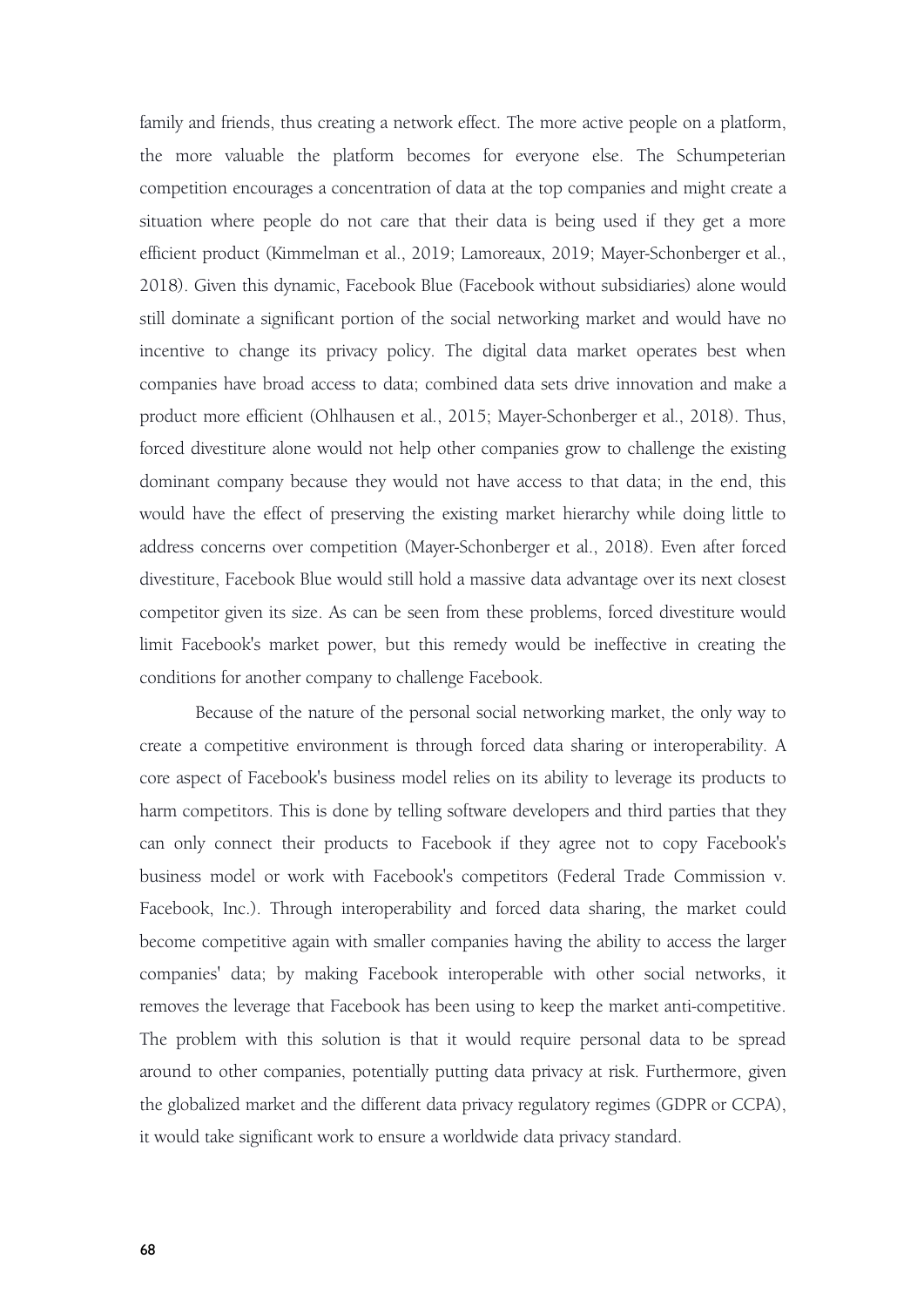family and friends, thus creating a network effect. The more active people on a platform, the more valuable the platform becomes for everyone else. The Schumpeterian competition encourages a concentration of data at the top companies and might create a situation where people do not care that their data is being used if they get a more efficient product (Kimmelman et al., 2019; Lamoreaux, 2019; Mayer-Schonberger et al., 2018). Given this dynamic, Facebook Blue (Facebook without subsidiaries) alone would still dominate a significant portion of the social networking market and would have no incentive to change its privacy policy. The digital data market operates best when companies have broad access to data; combined data sets drive innovation and make a product more efficient (Ohlhausen et al., 2015; Mayer-Schonberger et al., 2018). Thus, forced divestiture alone would not help other companies grow to challenge the existing dominant company because they would not have access to that data; in the end, this would have the effect of preserving the existing market hierarchy while doing little to address concerns over competition (Mayer-Schonberger et al., 2018). Even after forced divestiture, Facebook Blue would still hold a massive data advantage over its next closest competitor given its size. As can be seen from these problems, forced divestiture would limit Facebook's market power, but this remedy would be ineffective in creating the conditions for another company to challenge Facebook.

Because of the nature of the personal social networking market, the only way to create a competitive environment is through forced data sharing or interoperability. A core aspect of Facebook's business model relies on its ability to leverage its products to harm competitors. This is done by telling software developers and third parties that they can only connect their products to Facebook if they agree not to copy Facebook's business model or work with Facebook's competitors (Federal Trade Commission v. Facebook, Inc.). Through interoperability and forced data sharing, the market could become competitive again with smaller companies having the ability to access the larger companies' data; by making Facebook interoperable with other social networks, it removes the leverage that Facebook has been using to keep the market anti-competitive. The problem with this solution is that it would require personal data to be spread around to other companies, potentially putting data privacy at risk. Furthermore, given the globalized market and the different data privacy regulatory regimes (GDPR or CCPA), it would take significant work to ensure a worldwide data privacy standard.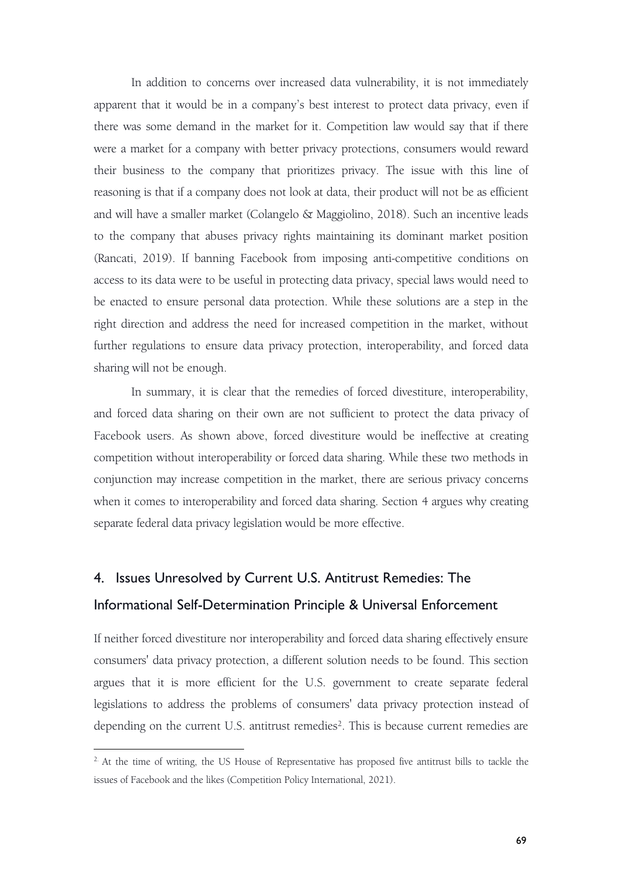In addition to concerns over increased data vulnerability, it is not immediately apparent that it would be in a company's best interest to protect data privacy, even if there was some demand in the market for it. Competition law would say that if there were a market for a company with better privacy protections, consumers would reward their business to the company that prioritizes privacy. The issue with this line of reasoning is that if a company does not look at data, their product will not be as efficient and will have a smaller market (Colangelo & Maggiolino, 2018). Such an incentive leads to the company that abuses privacy rights maintaining its dominant market position (Rancati, 2019). If banning Facebook from imposing anti-competitive conditions on access to its data were to be useful in protecting data privacy, special laws would need to be enacted to ensure personal data protection. While these solutions are a step in the right direction and address the need for increased competition in the market, without further regulations to ensure data privacy protection, interoperability, and forced data sharing will not be enough.

In summary, it is clear that the remedies of forced divestiture, interoperability, and forced data sharing on their own are not sufficient to protect the data privacy of Facebook users. As shown above, forced divestiture would be ineffective at creating competition without interoperability or forced data sharing. While these two methods in conjunction may increase competition in the market, there are serious privacy concerns when it comes to interoperability and forced data sharing. Section 4 argues why creating separate federal data privacy legislation would be more effective.

## 4. Issues Unresolved by Current U.S. Antitrust Remedies: The Informational Self-Determination Principle & Universal Enforcement

If neither forced divestiture nor interoperability and forced data sharing effectively ensure consumers' data privacy protection, a different solution needs to be found. This section argues that it is more efficient for the U.S. government to create separate federal legislations to address the problems of consumers' data privacy protection instead of depending on the current U.S. antitrust remedies[2]. This is because current remedies are

[2] At the time of writing, the US House of Representative has proposed five antitrust bills to tackle the issues of Facebook and the likes (Competition Policy International, 2021).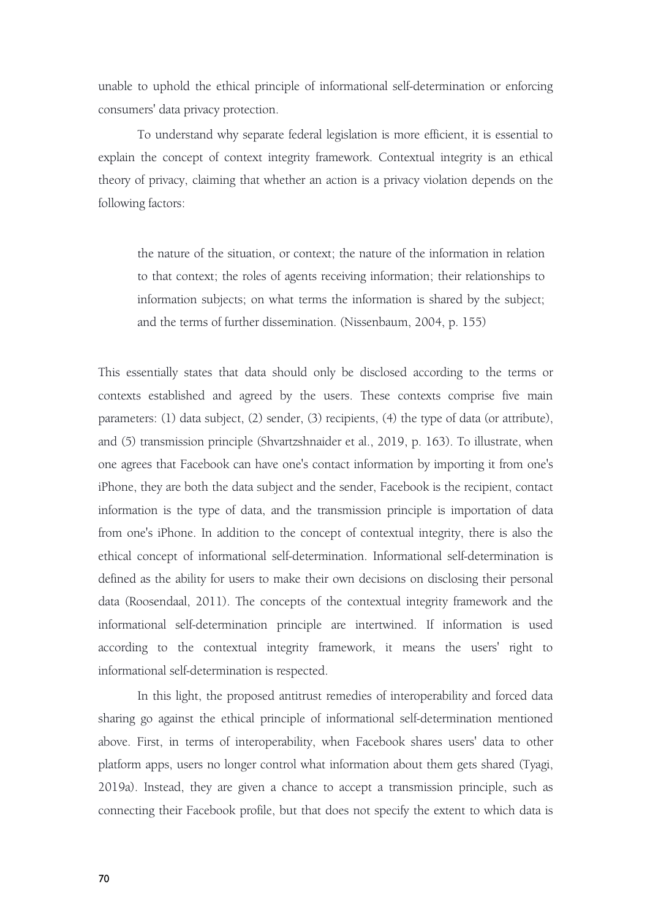unable to uphold the ethical principle of informational self-determination or enforcing consumers' data privacy protection.

To understand why separate federal legislation is more efficient, it is essential to explain the concept of context integrity framework. Contextual integrity is an ethical theory of privacy, claiming that whether an action is a privacy violation depends on the following factors:

> the nature of the situation, or context; the nature of the information in relation to that context; the roles of agents receiving information; their relationships to information subjects; on what terms the information is shared by the subject; and the terms of further dissemination. (Nissenbaum, 2004, p. 155)

This essentially states that data should only be disclosed according to the terms or contexts established and agreed by the users. These contexts comprise five main parameters: (1) data subject, (2) sender, (3) recipients, (4) the type of data (or attribute), and (5) transmission principle (Shvartzshnaider et al., 2019, p. 163). To illustrate, when one agrees that Facebook can have one's contact information by importing it from one's iPhone, they are both the data subject and the sender, Facebook is the recipient, contact information is the type of data, and the transmission principle is importation of data from one's iPhone. In addition to the concept of contextual integrity, there is also the ethical concept of informational self-determination. Informational self-determination is defined as the ability for users to make their own decisions on disclosing their personal data (Roosendaal, 2011). The concepts of the contextual integrity framework and the informational self-determination principle are intertwined. If information is used according to the contextual integrity framework, it means the users' right to informational self-determination is respected.

In this light, the proposed antitrust remedies of interoperability and forced data sharing go against the ethical principle of informational self-determination mentioned above. First, in terms of interoperability, when Facebook shares users' data to other platform apps, users no longer control what information about them gets shared (Tyagi, 2019a). Instead, they are given a chance to accept a transmission principle, such as connecting their Facebook profile, but that does not specify the extent to which data is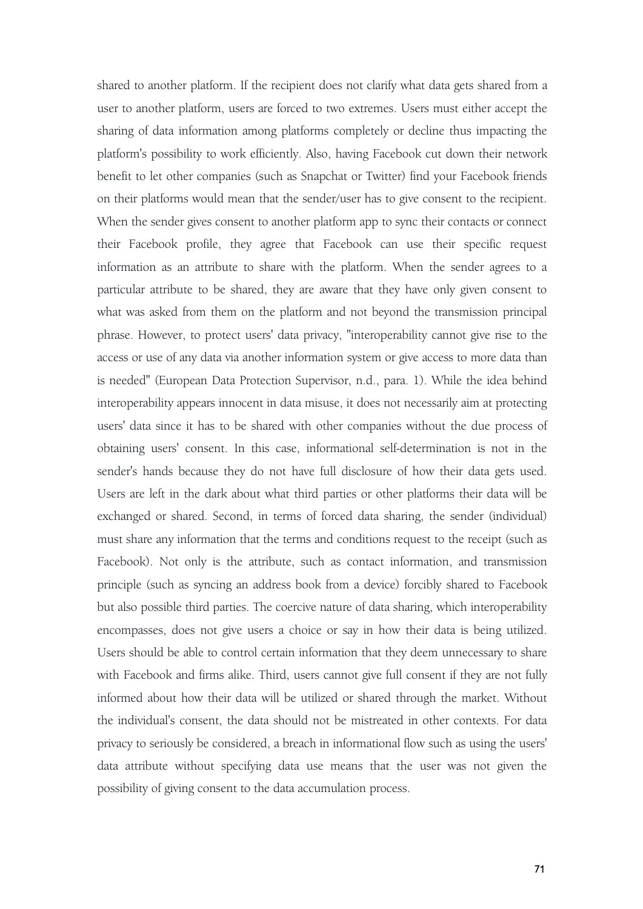shared to another platform. If the recipient does not clarify what data gets shared from a user to another platform, users are forced to two extremes. Users must either accept the sharing of data information among platforms completely or decline thus impacting the platform's possibility to work efficiently. Also, having Facebook cut down their network benefit to let other companies (such as Snapchat or Twitter) find your Facebook friends on their platforms would mean that the sender/user has to give consent to the recipient. When the sender gives consent to another platform app to sync their contacts or connect their Facebook profile, they agree that Facebook can use their specific request information as an attribute to share with the platform. When the sender agrees to a particular attribute to be shared, they are aware that they have only given consent to what was asked from them on the platform and not beyond the transmission principal phrase. However, to protect users' data privacy, "interoperability cannot give rise to the access or use of any data via another information system or give access to more data than is needed" (European Data Protection Supervisor, n.d., para. 1). While the idea behind interoperability appears innocent in data misuse, it does not necessarily aim at protecting users' data since it has to be shared with other companies without the due process of obtaining users' consent. In this case, informational self-determination is not in the sender's hands because they do not have full disclosure of how their data gets used. Users are left in the dark about what third parties or other platforms their data will be exchanged or shared. Second, in terms of forced data sharing, the sender (individual) must share any information that the terms and conditions request to the receipt (such as Facebook). Not only is the attribute, such as contact information, and transmission principle (such as syncing an address book from a device) forcibly shared to Facebook but also possible third parties. The coercive nature of data sharing, which interoperability encompasses, does not give users a choice or say in how their data is being utilized. Users should be able to control certain information that they deem unnecessary to share with Facebook and firms alike. Third, users cannot give full consent if they are not fully informed about how their data will be utilized or shared through the market. Without the individual's consent, the data should not be mistreated in other contexts. For data privacy to seriously be considered, a breach in informational flow such as using the users' data attribute without specifying data use means that the user was not given the possibility of giving consent to the data accumulation process.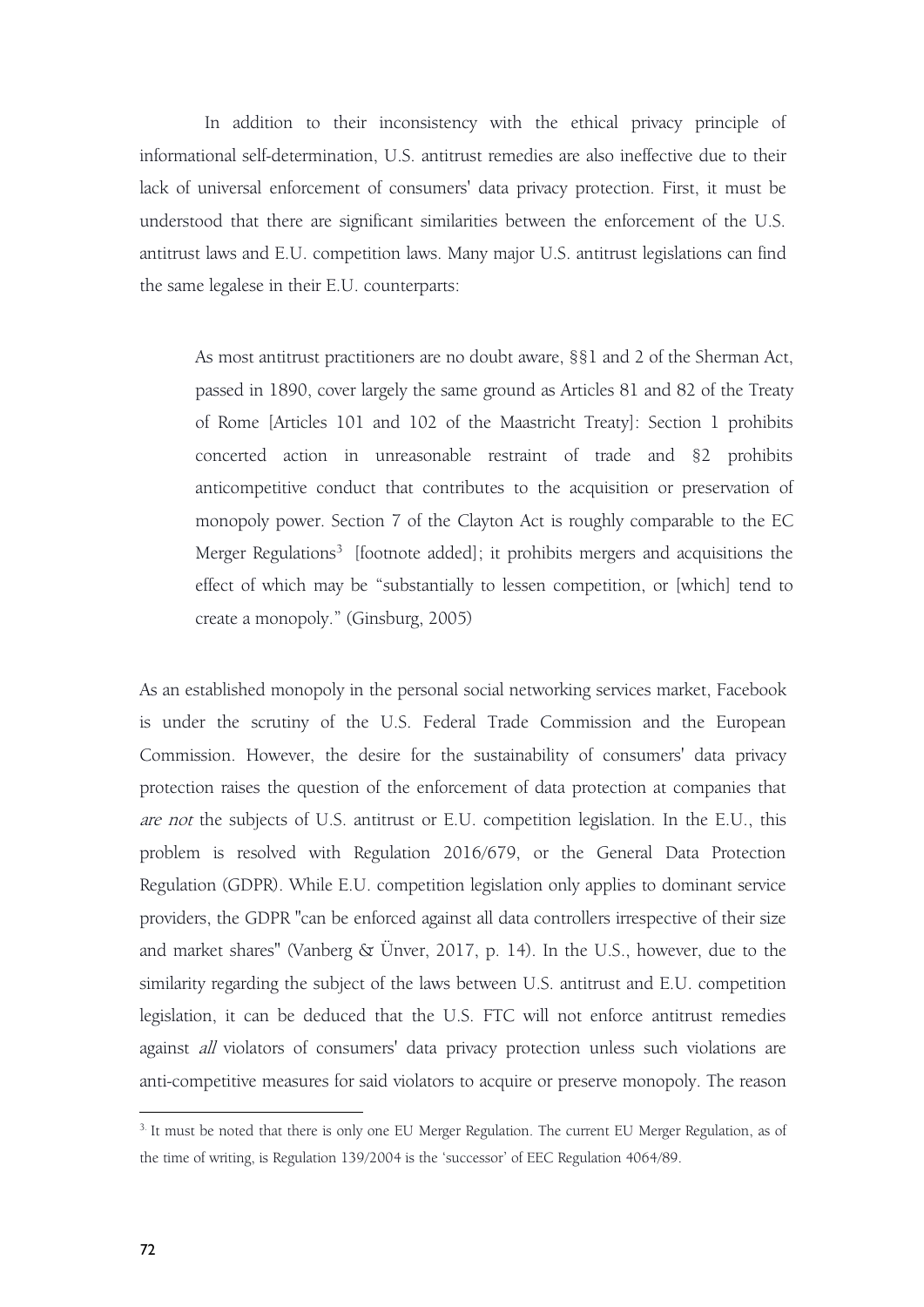In addition to their inconsistency with the ethical privacy principle of informational self-determination, U.S. antitrust remedies are also ineffective due to their lack of universal enforcement of consumers' data privacy protection. First, it must be understood that there are significant similarities between the enforcement of the U.S. antitrust laws and E.U. competition laws. Many major U.S. antitrust legislations can find the same legalese in their E.U. counterparts:

> As most antitrust practitioners are no doubt aware, §§1 and 2 of the Sherman Act, passed in 1890, cover largely the same ground as Articles 81 and 82 of the Treaty of Rome [Articles 101 and 102 of the Maastricht Treaty]: Section 1 prohibits concerted action in unreasonable restraint of trade and §2 prohibits anticompetitive conduct that contributes to the acquisition or preservation of monopoly power. Section 7 of the Clayton Act is roughly comparable to the EC Merger Regulations[3] [footnote added]; it prohibits mergers and acquisitions the effect of which may be "substantially to lessen competition, or [which] tend to create a monopoly." (Ginsburg, 2005)

As an established monopoly in the personal social networking services market, Facebook is under the scrutiny of the U.S. Federal Trade Commission and the European Commission. However, the desire for the sustainability of consumers' data privacy protection raises the question of the enforcement of data protection at companies that *are not* the subjects of U.S. antitrust or E.U. competition legislation. In the E.U., this problem is resolved with Regulation 2016/679, or the General Data Protection Regulation (GDPR). While E.U. competition legislation only applies to dominant service providers, the GDPR "can be enforced against all data controllers irrespective of their size and market shares" (Vanberg & Ünver, 2017, p. 14). In the U.S., however, due to the similarity regarding the subject of the laws between U.S. antitrust and E.U. competition legislation, it can be deduced that the U.S. FTC will not enforce antitrust remedies against *all* violators of consumers' data privacy protection unless such violations are anti-competitive measures for said violators to acquire or preserve monopoly. The reason

[3] It must be noted that there is only one EU Merger Regulation. The current EU Merger Regulation, as of the time of writing, is Regulation 139/2004 is the 'successor' of EEC Regulation 4064/89.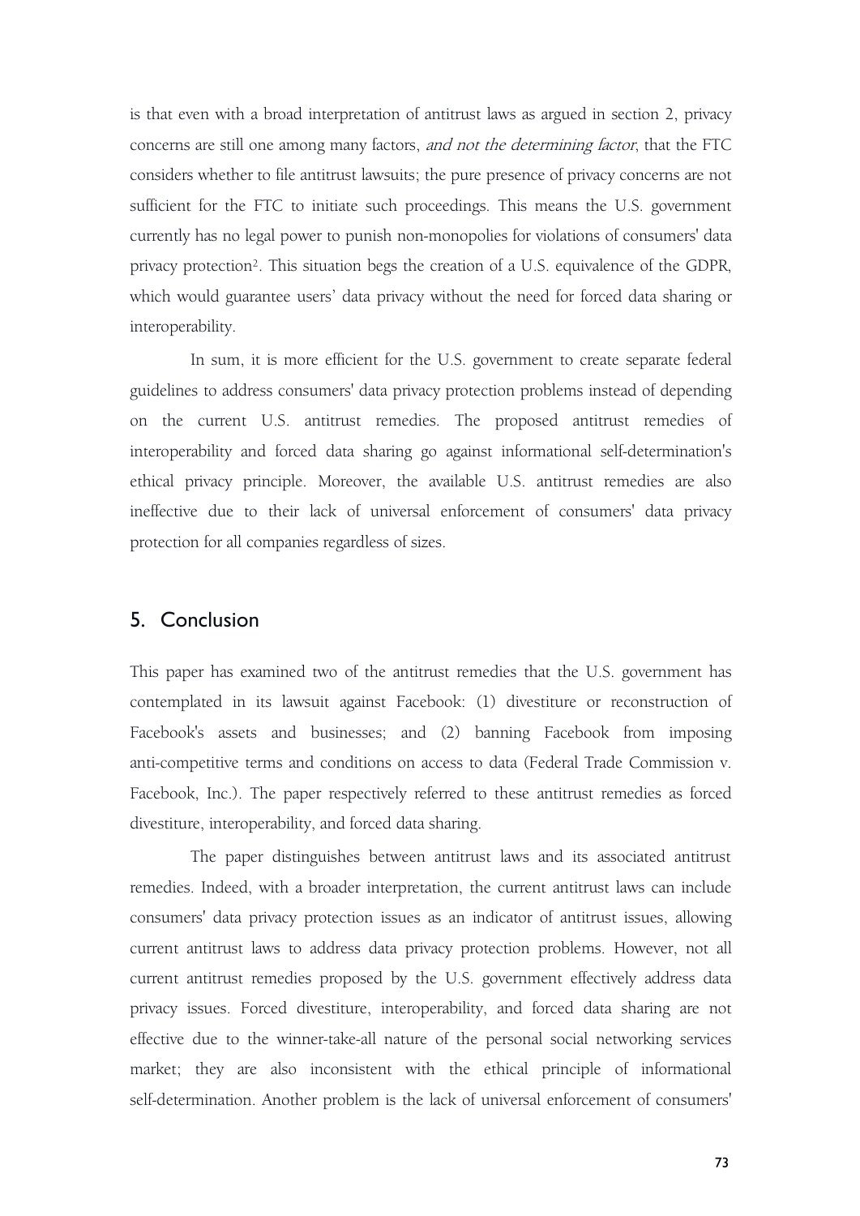is that even with a broad interpretation of antitrust laws as argued in section 2, privacy concerns are still one among many factors, *and not the determining factor*, that the FTC considers whether to file antitrust lawsuits; the pure presence of privacy concerns are not sufficient for the FTC to initiate such proceedings. This means the U.S. government currently has no legal power to punish non-monopolies for violations of consumers' data privacy protection[2]. This situation begs the creation of a U.S. equivalence of the GDPR, which would guarantee users' data privacy without the need for forced data sharing or interoperability.

In sum, it is more efficient for the U.S. government to create separate federal guidelines to address consumers' data privacy protection problems instead of depending on the current U.S. antitrust remedies. The proposed antitrust remedies of interoperability and forced data sharing go against informational self-determination's ethical privacy principle. Moreover, the available U.S. antitrust remedies are also ineffective due to their lack of universal enforcement of consumers' data privacy protection for all companies regardless of sizes.

## 5. Conclusion

This paper has examined two of the antitrust remedies that the U.S. government has contemplated in its lawsuit against Facebook: (1) divestiture or reconstruction of Facebook's assets and businesses; and (2) banning Facebook from imposing anti-competitive terms and conditions on access to data (Federal Trade Commission v. Facebook, Inc.). The paper respectively referred to these antitrust remedies as forced divestiture, interoperability, and forced data sharing.

The paper distinguishes between antitrust laws and its associated antitrust remedies. Indeed, with a broader interpretation, the current antitrust laws can include consumers' data privacy protection issues as an indicator of antitrust issues, allowing current antitrust laws to address data privacy protection problems. However, not all current antitrust remedies proposed by the U.S. government effectively address data privacy issues. Forced divestiture, interoperability, and forced data sharing are not effective due to the winner-take-all nature of the personal social networking services market; they are also inconsistent with the ethical principle of informational self-determination. Another problem is the lack of universal enforcement of consumers'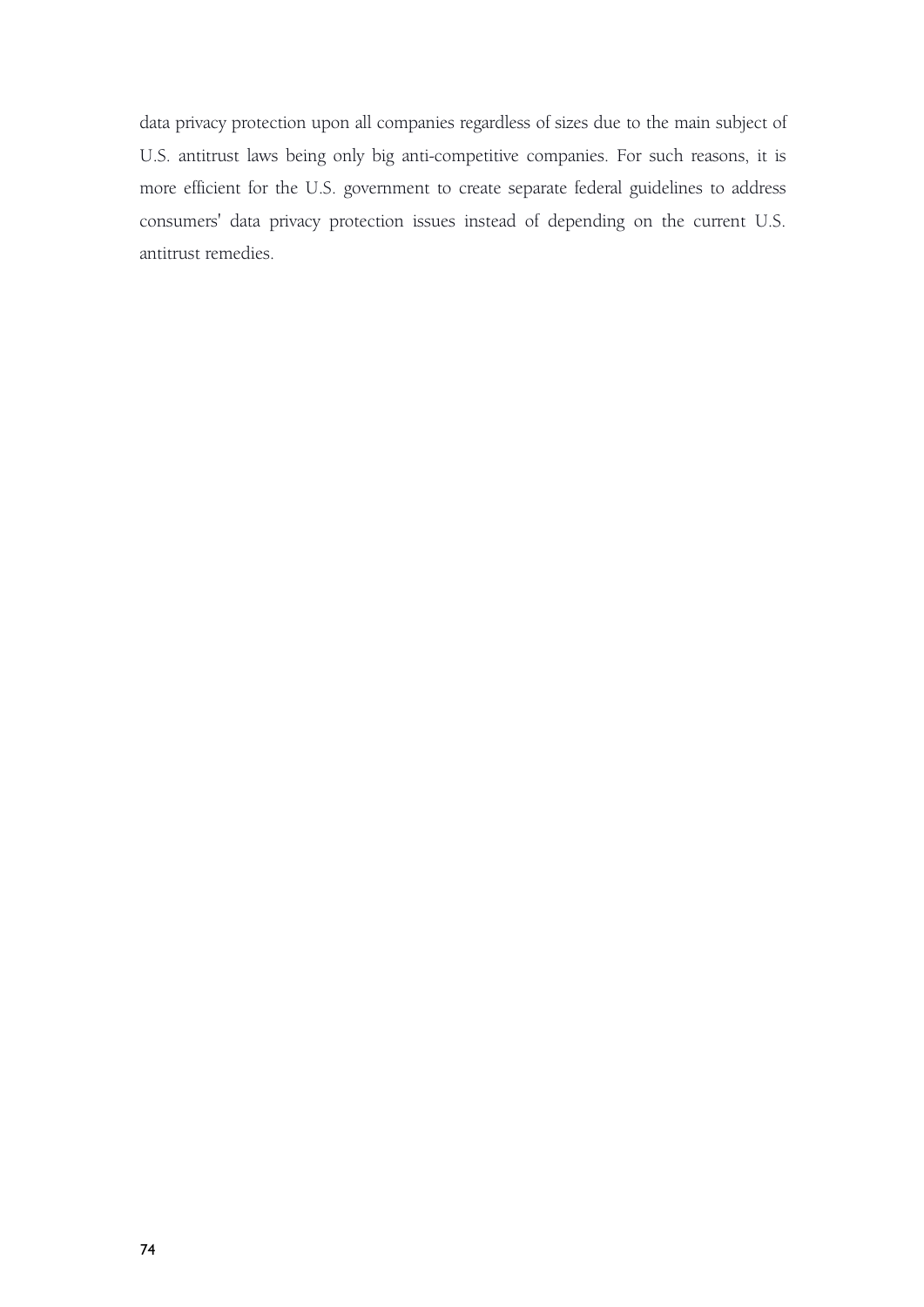data privacy protection upon all companies regardless of sizes due to the main subject of U.S. antitrust laws being only big anti-competitive companies. For such reasons, it is more efficient for the U.S. government to create separate federal guidelines to address consumers' data privacy protection issues instead of depending on the current U.S. antitrust remedies.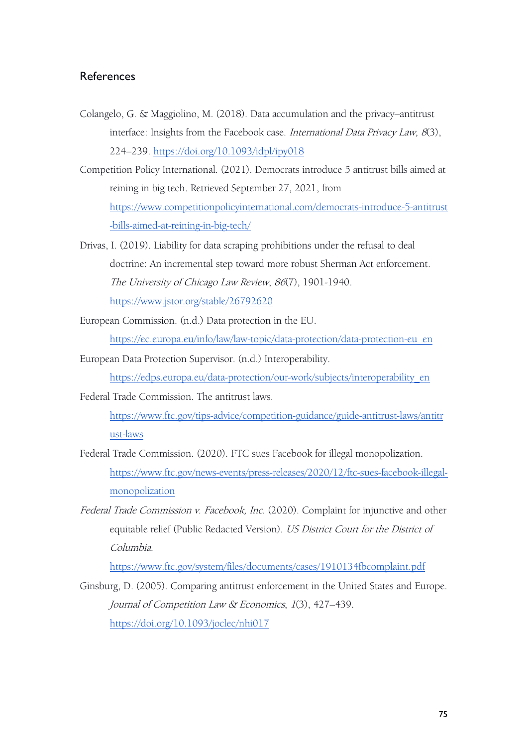## References

Colangelo, G. & Maggiolino, M. (2018). Data accumulation and the privacy–antitrust interface: Insights from the Facebook case. *International Data Privacy Law, 8*(3), 224–239. https://doi.org/10.1093/idpl/ipy018

Competition Policy International. (2021). Democrats introduce 5 antitrust bills aimed at reining in big tech. Retrieved September 27, 2021, from https://www.competitionpolicyinternational.com/democrats-introduce-5-antitrust-bills-aimed-at-reining-in-big-tech/

Drivas, I. (2019). Liability for data scraping prohibitions under the refusal to deal doctrine: An incremental step toward more robust Sherman Act enforcement. *The University of Chicago Law Review*, *86*(7), 1901-1940. https://www.jstor.org/stable/26792620

European Commission. (n.d.) Data protection in the EU. https://ec.europa.eu/info/law/law-topic/data-protection/data-protection-eu_en

European Data Protection Supervisor. (n.d.) Interoperability. https://edps.europa.eu/data-protection/our-work/subjects/interoperability_en

Federal Trade Commission. The antitrust laws. https://www.ftc.gov/tips-advice/competition-guidance/guide-antitrust-laws/antitrust-laws

Federal Trade Commission. (2020). FTC sues Facebook for illegal monopolization. https://www.ftc.gov/news-events/press-releases/2020/12/ftc-sues-facebook-illegal-monopolization

*Federal Trade Commission v. Facebook, Inc.* (2020). Complaint for injunctive and other equitable relief (Public Redacted Version). *US District Court for the District of Columbia*. https://www.ftc.gov/system/files/documents/cases/1910134fbcomplaint.pdf

Ginsburg, D. (2005). Comparing antitrust enforcement in the United States and Europe. *Journal of Competition Law & Economics*, *1*(3), 427–439. https://doi.org/10.1093/joclec/nhi017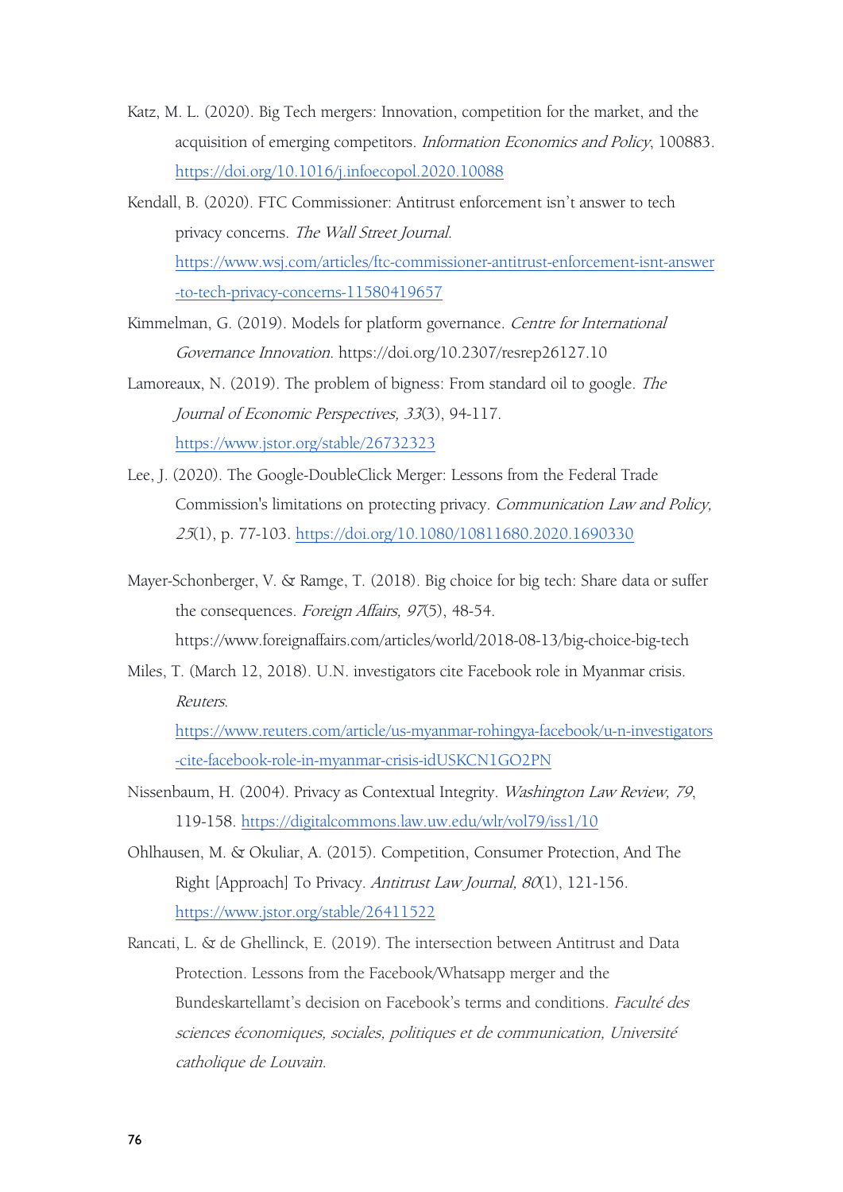Katz, M. L. (2020). Big Tech mergers: Innovation, competition for the market, and the acquisition of emerging competitors. *Information Economics and Policy*, 100883. https://doi.org/10.1016/j.infoecopol.2020.10088

Kendall, B. (2020). FTC Commissioner: Antitrust enforcement isn't answer to tech privacy concerns. *The Wall Street Journal.* https://www.wsj.com/articles/ftc-commissioner-antitrust-enforcement-isnt-answer-to-tech-privacy-concerns-11580419657

Kimmelman, G. (2019). Models for platform governance. *Centre for International Governance Innovation.* https://doi.org/10.2307/resrep26127.10

Lamoreaux, N. (2019). The problem of bigness: From standard oil to google. *The Journal of Economic Perspectives, 33*(3), 94-117. https://www.jstor.org/stable/26732323

Lee, J. (2020). The Google-DoubleClick Merger: Lessons from the Federal Trade Commission's limitations on protecting privacy. *Communication Law and Policy, 25*(1), p. 77-103. https://doi.org/10.1080/10811680.2020.1690330

Mayer-Schonberger, V. & Ramge, T. (2018). Big choice for big tech: Share data or suffer the consequences. *Foreign Affairs, 97*(5), 48-54. https://www.foreignaffairs.com/articles/world/2018-08-13/big-choice-big-tech

Miles, T. (March 12, 2018). U.N. investigators cite Facebook role in Myanmar crisis. *Reuters.* https://www.reuters.com/article/us-myanmar-rohingya-facebook/u-n-investigators-cite-facebook-role-in-myanmar-crisis-idUSKCN1GO2PN

Nissenbaum, H. (2004). Privacy as Contextual Integrity. *Washington Law Review, 79*, 119-158. https://digitalcommons.law.uw.edu/wlr/vol79/iss1/10

Ohlhausen, M. & Okuliar, A. (2015). Competition, Consumer Protection, And The Right [Approach] To Privacy. *Antitrust Law Journal, 80*(1), 121-156. https://www.jstor.org/stable/26411522

Rancati, L. & de Ghellinck, E. (2019). The intersection between Antitrust and Data Protection. Lessons from the Facebook/Whatsapp merger and the Bundeskartellamt's decision on Facebook's terms and conditions. *Faculté des sciences économiques, sociales, politiques et de communication, Université catholique de Louvain.*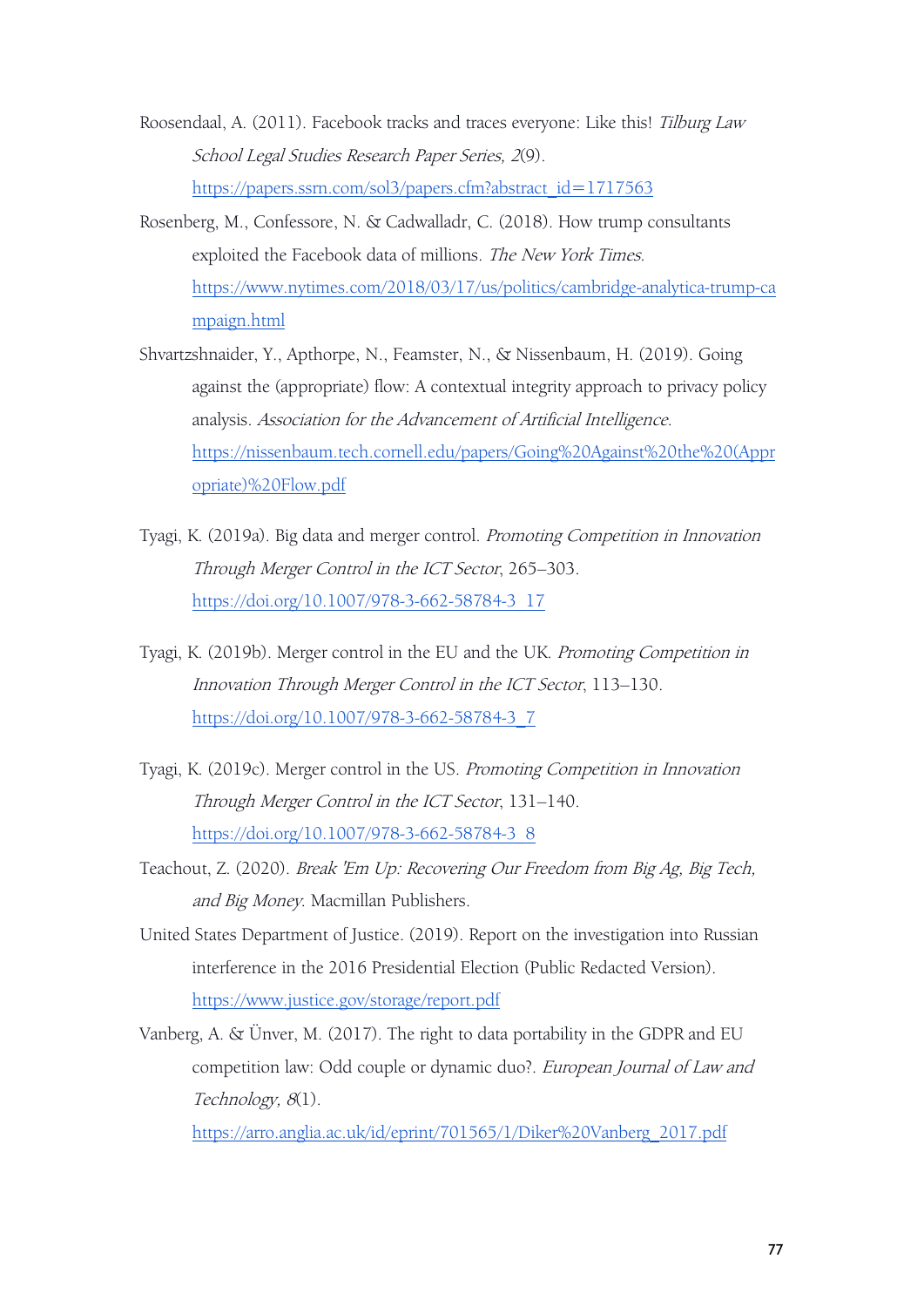Roosendaal, A. (2011). Facebook tracks and traces everyone: Like this! *Tilburg Law School Legal Studies Research Paper Series, 2*(9). https://papers.ssrn.com/sol3/papers.cfm?abstract_id=1717563

Rosenberg, M., Confessore, N. & Cadwalladr, C. (2018). How trump consultants exploited the Facebook data of millions. *The New York Times*. https://www.nytimes.com/2018/03/17/us/politics/cambridge-analytica-trump-campaign.html

Shvartzshnaider, Y., Apthorpe, N., Feamster, N., & Nissenbaum, H. (2019). Going against the (appropriate) flow: A contextual integrity approach to privacy policy analysis. *Association for the Advancement of Artificial Intelligence*. https://nissenbaum.tech.cornell.edu/papers/Going%20Against%20the%20(Appropriate)%20Flow.pdf

Tyagi, K. (2019a). Big data and merger control. *Promoting Competition in Innovation Through Merger Control in the ICT Sector*, 265–303. https://doi.org/10.1007/978-3-662-58784-3_17

Tyagi, K. (2019b). Merger control in the EU and the UK. *Promoting Competition in Innovation Through Merger Control in the ICT Sector*, 113–130. https://doi.org/10.1007/978-3-662-58784-3_7

Tyagi, K. (2019c). Merger control in the US. *Promoting Competition in Innovation Through Merger Control in the ICT Sector*, 131–140. https://doi.org/10.1007/978-3-662-58784-3_8

Teachout, Z. (2020). *Break 'Em Up: Recovering Our Freedom from Big Ag, Big Tech, and Big Money*. Macmillan Publishers.

United States Department of Justice. (2019). Report on the investigation into Russian interference in the 2016 Presidential Election (Public Redacted Version). https://www.justice.gov/storage/report.pdf

Vanberg, A. & Ünver, M. (2017). The right to data portability in the GDPR and EU competition law: Odd couple or dynamic duo?. *European Journal of Law and Technology, 8*(1). https://arro.anglia.ac.uk/id/eprint/701565/1/Diker%20Vanberg_2017.pdf